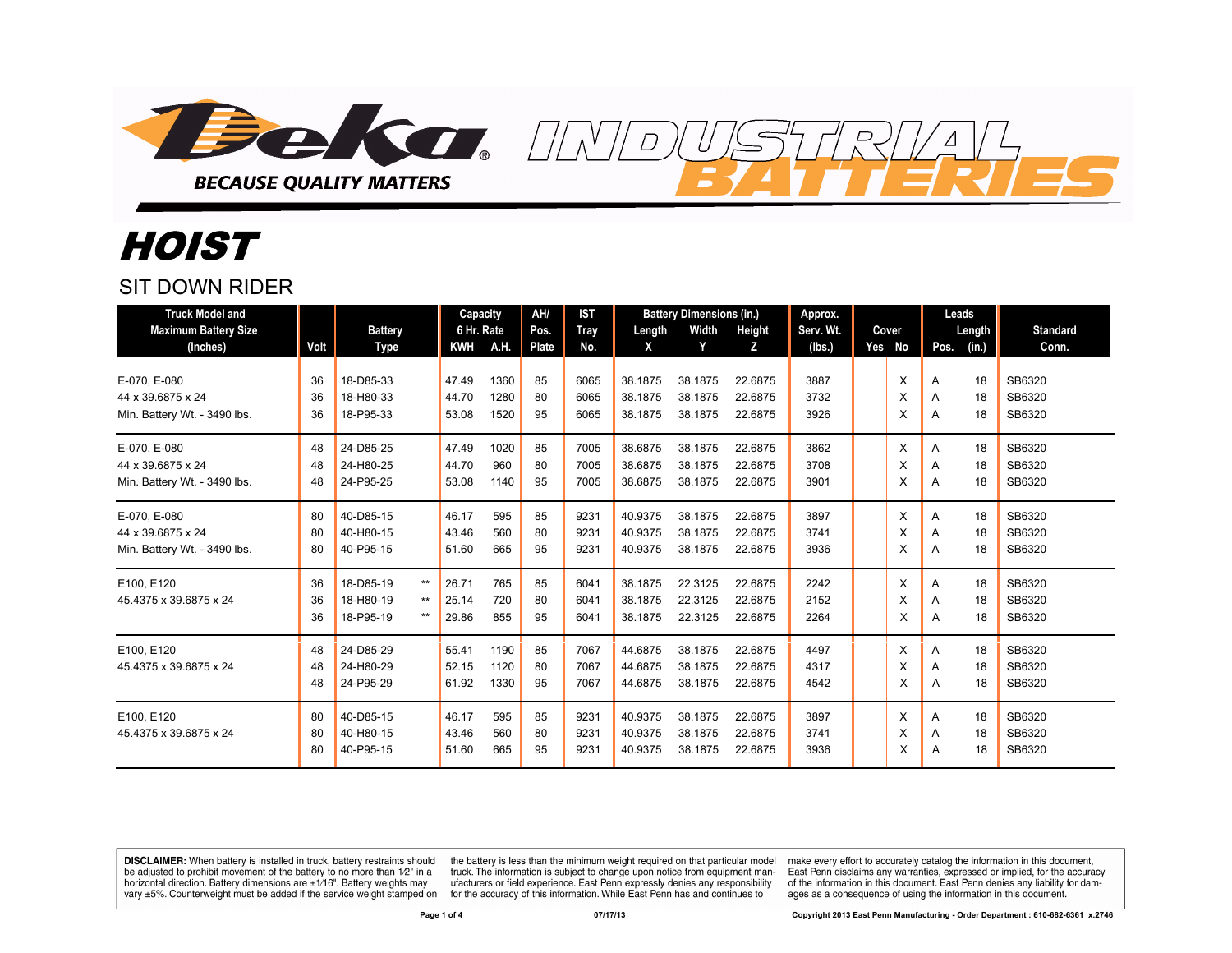Deka® INDUSTRIAL BATTERIES

BECAUSE QUALITY MATTERS

# HOIST

## SIT DOWN RIDER

| Truck Model and Maximum Battery Size (Inches) | Volt | Battery Type | | Capacity 6 Hr. Rate KWH | A.H. | AH/ Pos. Plate | IST Tray No. | Battery Dimensions (in.) Length X | Width Y | Height Z | Approx. Serv. Wt. (lbs.) | Cover Yes | No | Leads Pos. | Length (in.) | Standard Conn. |
|---|---|---|---|---|---|---|---|---|---|---|---|---|---|---|---|---|
| E-070, E-080 | 36 | 18-D85-33 | | 47.49 | 1360 | 85 | 6065 | 38.1875 | 38.1875 | 22.6875 | 3887 | | X | A | 18 | SB6320 |
| 44 x 39.6875 x 24 | 36 | 18-H80-33 | | 44.70 | 1280 | 80 | 6065 | 38.1875 | 38.1875 | 22.6875 | 3732 | | X | A | 18 | SB6320 |
| Min. Battery Wt. - 3490 lbs. | 36 | 18-P95-33 | | 53.08 | 1520 | 95 | 6065 | 38.1875 | 38.1875 | 22.6875 | 3926 | | X | A | 18 | SB6320 |
| E-070, E-080 | 48 | 24-D85-25 | | 47.49 | 1020 | 85 | 7005 | 38.6875 | 38.1875 | 22.6875 | 3862 | | X | A | 18 | SB6320 |
| 44 x 39.6875 x 24 | 48 | 24-H80-25 | | 44.70 | 960 | 80 | 7005 | 38.6875 | 38.1875 | 22.6875 | 3708 | | X | A | 18 | SB6320 |
| Min. Battery Wt. - 3490 lbs. | 48 | 24-P95-25 | | 53.08 | 1140 | 95 | 7005 | 38.6875 | 38.1875 | 22.6875 | 3901 | | X | A | 18 | SB6320 |
| E-070, E-080 | 80 | 40-D85-15 | | 46.17 | 595 | 85 | 9231 | 40.9375 | 38.1875 | 22.6875 | 3897 | | X | A | 18 | SB6320 |
| 44 x 39.6875 x 24 | 80 | 40-H80-15 | | 43.46 | 560 | 80 | 9231 | 40.9375 | 38.1875 | 22.6875 | 3741 | | X | A | 18 | SB6320 |
| Min. Battery Wt. - 3490 lbs. | 80 | 40-P95-15 | | 51.60 | 665 | 95 | 9231 | 40.9375 | 38.1875 | 22.6875 | 3936 | | X | A | 18 | SB6320 |
| E100, E120 | 36 | 18-D85-19 | ** | 26.71 | 765 | 85 | 6041 | 38.1875 | 22.3125 | 22.6875 | 2242 | | X | A | 18 | SB6320 |
| 45.4375 x 39.6875 x 24 | 36 | 18-H80-19 | ** | 25.14 | 720 | 80 | 6041 | 38.1875 | 22.3125 | 22.6875 | 2152 | | X | A | 18 | SB6320 |
| | 36 | 18-P95-19 | ** | 29.86 | 855 | 95 | 6041 | 38.1875 | 22.3125 | 22.6875 | 2264 | | X | A | 18 | SB6320 |
| E100, E120 | 48 | 24-D85-29 | | 55.41 | 1190 | 85 | 7067 | 44.6875 | 38.1875 | 22.6875 | 4497 | | X | A | 18 | SB6320 |
| 45.4375 x 39.6875 x 24 | 48 | 24-H80-29 | | 52.15 | 1120 | 80 | 7067 | 44.6875 | 38.1875 | 22.6875 | 4317 | | X | A | 18 | SB6320 |
| | 48 | 24-P95-29 | | 61.92 | 1330 | 95 | 7067 | 44.6875 | 38.1875 | 22.6875 | 4542 | | X | A | 18 | SB6320 |
| E100, E120 | 80 | 40-D85-15 | | 46.17 | 595 | 85 | 9231 | 40.9375 | 38.1875 | 22.6875 | 3897 | | X | A | 18 | SB6320 |
| 45.4375 x 39.6875 x 24 | 80 | 40-H80-15 | | 43.46 | 560 | 80 | 9231 | 40.9375 | 38.1875 | 22.6875 | 3741 | | X | A | 18 | SB6320 |
| | 80 | 40-P95-15 | | 51.60 | 665 | 95 | 9231 | 40.9375 | 38.1875 | 22.6875 | 3936 | | X | A | 18 | SB6320 |

**DISCLAIMER:** When battery is installed in truck, battery restraints should be adjusted to prohibit movement of the battery to no more than 1⁄2" in a horizontal direction. Battery dimensions are ±1⁄16". Battery weights may vary ±5%. Counterweight must be added if the service weight stamped on the battery is less than the minimum weight required on that particular model truck. The information is subject to change upon notice from equipment manufacturers or field experience. East Penn expressly denies any responsibility for the accuracy of this information. While East Penn has and continues to make every effort to accurately catalog the information in this document, East Penn disclaims any warranties, expressed or implied, for the accuracy of the information in this document. East Penn denies any liability for damages as a consequence of using the information in this document.

07/17/13

Copyright 2013 East Penn Manufacturing - Order Department : 610-682-6361 x.2746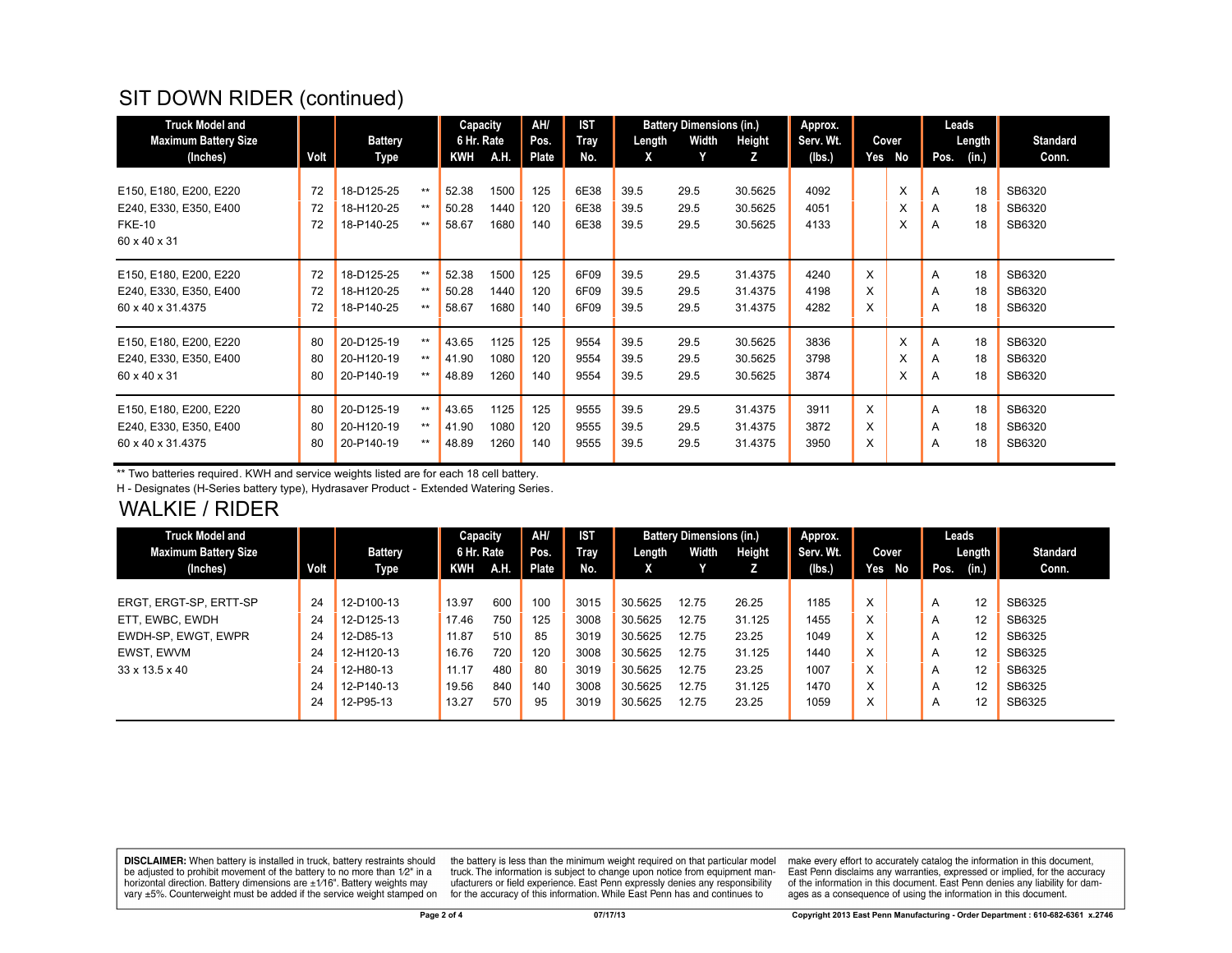## SIT DOWN RIDER (continued)

| Truck Model and Maximum Battery Size (Inches) | Volt | Battery Type | | Capacity 6 Hr. Rate KWH | A.H. | AH/ Pos. Plate | IST Tray No. | Battery Dimensions (in.) Length X | Width Y | Height Z | Approx. Serv. Wt. (lbs.) | Cover Yes | No | Leads Pos. | Length (in.) | Standard Conn. |
|---|---|---|---|---|---|---|---|---|---|---|---|---|---|---|---|---|
| E150, E180, E200, E220 | 72 | 18-D125-25 | ** | 52.38 | 1500 | 125 | 6E38 | 39.5 | 29.5 | 30.5625 | 4092 | | X | A | 18 | SB6320 |
| E240, E330, E350, E400 | 72 | 18-H120-25 | ** | 50.28 | 1440 | 120 | 6E38 | 39.5 | 29.5 | 30.5625 | 4051 | | X | A | 18 | SB6320 |
| FKE-10 | 72 | 18-P140-25 | ** | 58.67 | 1680 | 140 | 6E38 | 39.5 | 29.5 | 30.5625 | 4133 | | X | A | 18 | SB6320 |
| 60 x 40 x 31 | | | | | | | | | | | | | | | | |
| E150, E180, E200, E220 | 72 | 18-D125-25 | ** | 52.38 | 1500 | 125 | 6F09 | 39.5 | 29.5 | 31.4375 | 4240 | X | | A | 18 | SB6320 |
| E240, E330, E350, E400 | 72 | 18-H120-25 | ** | 50.28 | 1440 | 120 | 6F09 | 39.5 | 29.5 | 31.4375 | 4198 | X | | A | 18 | SB6320 |
| 60 x 40 x 31.4375 | 72 | 18-P140-25 | ** | 58.67 | 1680 | 140 | 6F09 | 39.5 | 29.5 | 31.4375 | 4282 | X | | A | 18 | SB6320 |
| E150, E180, E200, E220 | 80 | 20-D125-19 | ** | 43.65 | 1125 | 125 | 9554 | 39.5 | 29.5 | 30.5625 | 3836 | | X | A | 18 | SB6320 |
| E240, E330, E350, E400 | 80 | 20-H120-19 | ** | 41.90 | 1080 | 120 | 9554 | 39.5 | 29.5 | 30.5625 | 3798 | | X | A | 18 | SB6320 |
| 60 x 40 x 31 | 80 | 20-P140-19 | ** | 48.89 | 1260 | 140 | 9554 | 39.5 | 29.5 | 30.5625 | 3874 | | X | A | 18 | SB6320 |
| E150, E180, E200, E220 | 80 | 20-D125-19 | ** | 43.65 | 1125 | 125 | 9555 | 39.5 | 29.5 | 31.4375 | 3911 | X | | A | 18 | SB6320 |
| E240, E330, E350, E400 | 80 | 20-H120-19 | ** | 41.90 | 1080 | 120 | 9555 | 39.5 | 29.5 | 31.4375 | 3872 | X | | A | 18 | SB6320 |
| 60 x 40 x 31.4375 | 80 | 20-P140-19 | ** | 48.89 | 1260 | 140 | 9555 | 39.5 | 29.5 | 31.4375 | 3950 | X | | A | 18 | SB6320 |

** Two batteries required. KWH and service weights listed are for each 18 cell battery.

H - Designates (H-Series battery type), Hydrasaver Product - Extended Watering Series.

## WALKIE / RIDER

| Truck Model and Maximum Battery Size (Inches) | Volt | Battery Type | Capacity 6 Hr. Rate KWH | A.H. | AH/ Pos. Plate | IST Tray No. | Battery Dimensions (in.) Length X | Width Y | Height Z | Approx. Serv. Wt. (lbs.) | Cover Yes | No | Leads Pos. | Length (in.) | Standard Conn. |
|---|---|---|---|---|---|---|---|---|---|---|---|---|---|---|---|
| ERGT, ERGT-SP, ERTT-SP | 24 | 12-D100-13 | 13.97 | 600 | 100 | 3015 | 30.5625 | 12.75 | 26.25 | 1185 | X | | A | 12 | SB6325 |
| ETT, EWBC, EWDH | 24 | 12-D125-13 | 17.46 | 750 | 125 | 3008 | 30.5625 | 12.75 | 31.125 | 1455 | X | | A | 12 | SB6325 |
| EWDH-SP, EWGT, EWPR | 24 | 12-D85-13 | 11.87 | 510 | 85 | 3019 | 30.5625 | 12.75 | 23.25 | 1049 | X | | A | 12 | SB6325 |
| EWST, EWVM | 24 | 12-H120-13 | 16.76 | 720 | 120 | 3008 | 30.5625 | 12.75 | 31.125 | 1440 | X | | A | 12 | SB6325 |
| 33 x 13.5 x 40 | 24 | 12-H80-13 | 11.17 | 480 | 80 | 3019 | 30.5625 | 12.75 | 23.25 | 1007 | X | | A | 12 | SB6325 |
| | 24 | 12-P140-13 | 19.56 | 840 | 140 | 3008 | 30.5625 | 12.75 | 31.125 | 1470 | X | | A | 12 | SB6325 |
| | 24 | 12-P95-13 | 13.27 | 570 | 95 | 3019 | 30.5625 | 12.75 | 23.25 | 1059 | X | | A | 12 | SB6325 |

**DISCLAIMER:** When battery is installed in truck, battery restraints should be adjusted to prohibit movement of the battery to no more than 1⁄2" in a horizontal direction. Battery dimensions are ±1⁄16". Battery weights may vary ±5%. Counterweight must be added if the service weight stamped on the battery is less than the minimum weight required on that particular model truck. The information is subject to change upon notice from equipment manufacturers or field experience. East Penn expressly denies any responsibility for the accuracy of this information. While East Penn has and continues to make every effort to accurately catalog the information in this document, East Penn disclaims any warranties, expressed or implied, for the accuracy of the information in this document. East Penn denies any liability for damages as a consequence of using the information in this document.

07/17/13

Copyright 2013 East Penn Manufacturing - Order Department : 610-682-6361 x.2746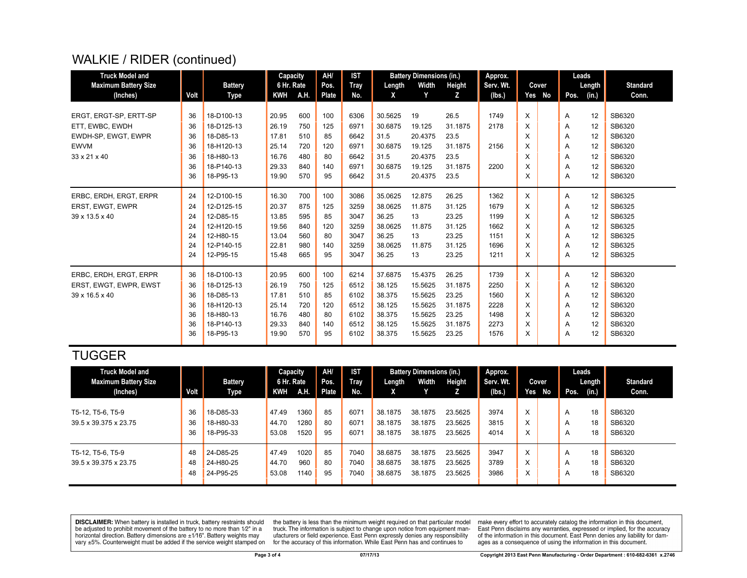## WALKIE / RIDER (continued)

| Truck Model and Maximum Battery Size (Inches) | Volt | Battery Type | Capacity 6 Hr. Rate | | AH/ Pos. Plate | IST Tray No. | Battery Dimensions (in.) | | | Approx. Serv. Wt. (lbs.) | Cover | | Leads | | Standard Conn. |
|---|---|---|---|---|---|---|---|---|---|---|---|---|---|---|---|
| | | | KWH | A.H. | | | Length X | Width Y | Height Z | | Yes | No | Pos. | Length (in.) | |
| ERGT, ERGT-SP, ERTT-SP | 36 | 18-D100-13 | 20.95 | 600 | 100 | 6306 | 30.5625 | 19 | 26.5 | 1749 | X | | A | 12 | SB6320 |
| ETT, EWBC, EWDH | 36 | 18-D125-13 | 26.19 | 750 | 125 | 6971 | 30.6875 | 19.125 | 31.1875 | 2178 | X | | A | 12 | SB6320 |
| EWDH-SP, EWGT, EWPR | 36 | 18-D85-13 | 17.81 | 510 | 85 | 6642 | 31.5 | 20.4375 | 23.5 | | X | | A | 12 | SB6320 |
| EWVM | 36 | 18-H120-13 | 25.14 | 720 | 120 | 6971 | 30.6875 | 19.125 | 31.1875 | 2156 | X | | A | 12 | SB6320 |
| 33 x 21 x 40 | 36 | 18-H80-13 | 16.76 | 480 | 80 | 6642 | 31.5 | 20.4375 | 23.5 | | X | | A | 12 | SB6320 |
| | 36 | 18-P140-13 | 29.33 | 840 | 140 | 6971 | 30.6875 | 19.125 | 31.1875 | 2200 | X | | A | 12 | SB6320 |
| | 36 | 18-P95-13 | 19.90 | 570 | 95 | 6642 | 31.5 | 20.4375 | 23.5 | | X | | A | 12 | SB6320 |
| ERBC, ERDH, ERGT, ERPR | 24 | 12-D100-15 | 16.30 | 700 | 100 | 3086 | 35.0625 | 12.875 | 26.25 | 1362 | X | | A | 12 | SB6325 |
| ERST, EWGT, EWPR | 24 | 12-D125-15 | 20.37 | 875 | 125 | 3259 | 38.0625 | 11.875 | 31.125 | 1679 | X | | A | 12 | SB6325 |
| 39 x 13.5 x 40 | 24 | 12-D85-15 | 13.85 | 595 | 85 | 3047 | 36.25 | 13 | 23.25 | 1199 | X | | A | 12 | SB6325 |
| | 24 | 12-H120-15 | 19.56 | 840 | 120 | 3259 | 38.0625 | 11.875 | 31.125 | 1662 | X | | A | 12 | SB6325 |
| | 24 | 12-H80-15 | 13.04 | 560 | 80 | 3047 | 36.25 | 13 | 23.25 | 1151 | X | | A | 12 | SB6325 |
| | 24 | 12-P140-15 | 22.81 | 980 | 140 | 3259 | 38.0625 | 11.875 | 31.125 | 1696 | X | | A | 12 | SB6325 |
| | 24 | 12-P95-15 | 15.48 | 665 | 95 | 3047 | 36.25 | 13 | 23.25 | 1211 | X | | A | 12 | SB6325 |
| ERBC, ERDH, ERGT, ERPR | 36 | 18-D100-13 | 20.95 | 600 | 100 | 6214 | 37.6875 | 15.4375 | 26.25 | 1739 | X | | A | 12 | SB6320 |
| ERST, EWGT, EWPR, EWST | 36 | 18-D125-13 | 26.19 | 750 | 125 | 6512 | 38.125 | 15.5625 | 31.1875 | 2250 | X | | A | 12 | SB6320 |
| 39 x 16.5 x 40 | 36 | 18-D85-13 | 17.81 | 510 | 85 | 6102 | 38.375 | 15.5625 | 23.25 | 1560 | X | | A | 12 | SB6320 |
| | 36 | 18-H120-13 | 25.14 | 720 | 120 | 6512 | 38.125 | 15.5625 | 31.1875 | 2228 | X | | A | 12 | SB6320 |
| | 36 | 18-H80-13 | 16.76 | 480 | 80 | 6102 | 38.375 | 15.5625 | 23.25 | 1498 | X | | A | 12 | SB6320 |
| | 36 | 18-P140-13 | 29.33 | 840 | 140 | 6512 | 38.125 | 15.5625 | 31.1875 | 2273 | X | | A | 12 | SB6320 |
| | 36 | 18-P95-13 | 19.90 | 570 | 95 | 6102 | 38.375 | 15.5625 | 23.25 | 1576 | X | | A | 12 | SB6320 |

## TUGGER

| Truck Model and Maximum Battery Size (Inches) | Volt | Battery Type | Capacity 6 Hr. Rate | | AH/ Pos. Plate | IST Tray No. | Battery Dimensions (in.) | | | Approx. Serv. Wt. (lbs.) | Cover | | Leads | | Standard Conn. |
|---|---|---|---|---|---|---|---|---|---|---|---|---|---|---|---|
| | | | KWH | A.H. | | | Length X | Width Y | Height Z | | Yes | No | Pos. | Length (in.) | |
| T5-12, T5-6, T5-9 | 36 | 18-D85-33 | 47.49 | 1360 | 85 | 6071 | 38.1875 | 38.1875 | 23.5625 | 3974 | X | | A | 18 | SB6320 |
| 39.5 x 39.375 x 23.75 | 36 | 18-H80-33 | 44.70 | 1280 | 80 | 6071 | 38.1875 | 38.1875 | 23.5625 | 3815 | X | | A | 18 | SB6320 |
| | 36 | 18-P95-33 | 53.08 | 1520 | 95 | 6071 | 38.1875 | 38.1875 | 23.5625 | 4014 | X | | A | 18 | SB6320 |
| T5-12, T5-6, T5-9 | 48 | 24-D85-25 | 47.49 | 1020 | 85 | 7040 | 38.6875 | 38.1875 | 23.5625 | 3947 | X | | A | 18 | SB6320 |
| 39.5 x 39.375 x 23.75 | 48 | 24-H80-25 | 44.70 | 960 | 80 | 7040 | 38.6875 | 38.1875 | 23.5625 | 3789 | X | | A | 18 | SB6320 |
| | 48 | 24-P95-25 | 53.08 | 1140 | 95 | 7040 | 38.6875 | 38.1875 | 23.5625 | 3986 | X | | A | 18 | SB6320 |

**DISCLAIMER:** When battery is installed in truck, battery restraints should be adjusted to prohibit movement of the battery to no more than 1⁄2" in a horizontal direction. Battery dimensions are ±1⁄16". Battery weights may vary ±5%. Counterweight must be added if the service weight stamped on the battery is less than the minimum weight required on that particular model truck. The information is subject to change upon notice from equipment manufacturers or field experience. East Penn expressly denies any responsibility for the accuracy of this information. While East Penn has and continues to make every effort to accurately catalog the information in this document, East Penn disclaims any warranties, expressed or implied, for the accuracy of the information in this document. East Penn denies any liability for damages as a consequence of using the information in this document.

07/17/13

Copyright 2013 East Penn Manufacturing - Order Department : 610-682-6361 x.2746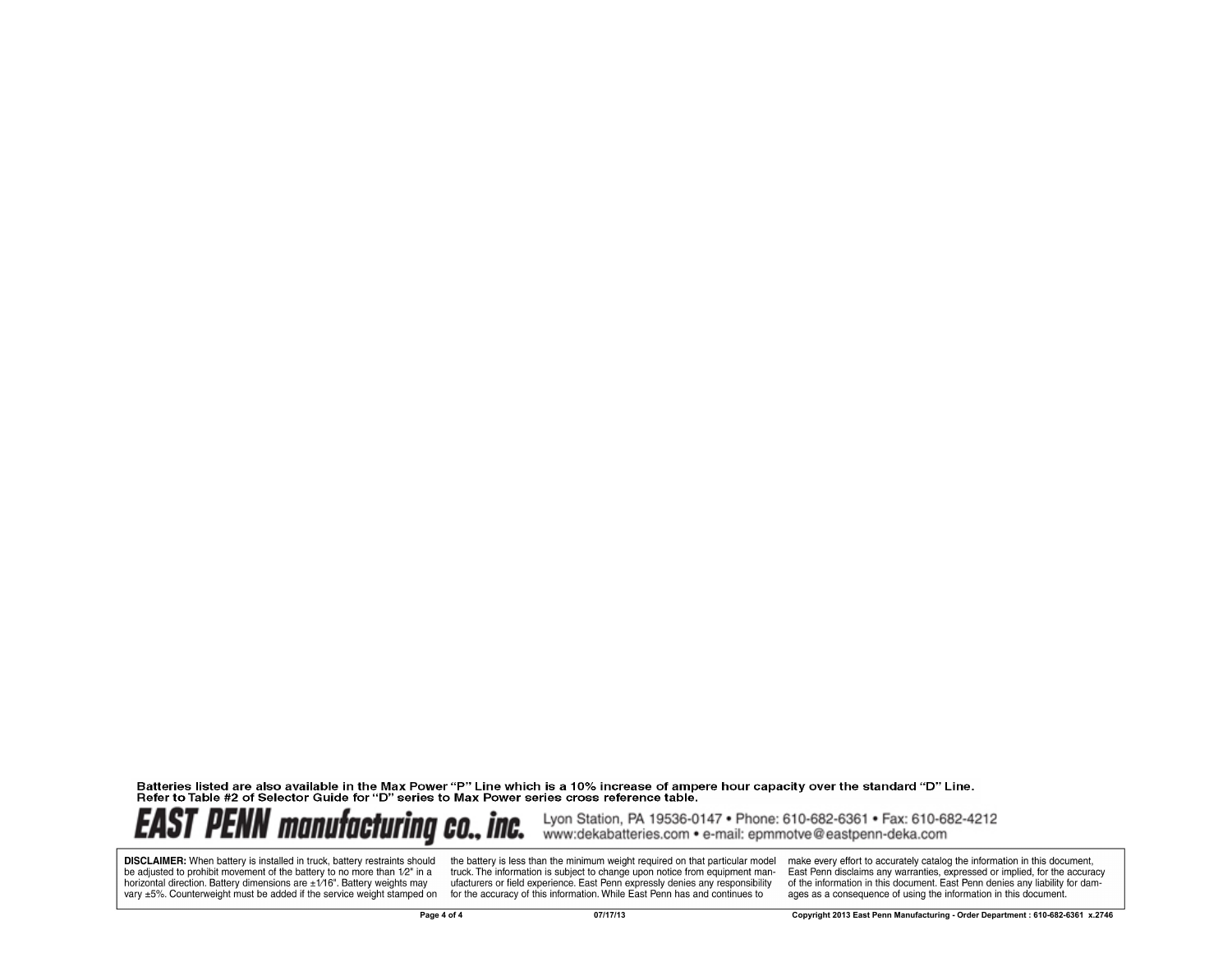**Batteries listed are also available in the Max Power "P" Line which is a 10% increase of ampere hour capacity over the standard "D" Line.**
**Refer to Table #2 of Selector Guide for "D" series to Max Power series cross reference table.**

**EAST PENN manufacturing co., inc.** Lyon Station, PA 19536-0147 • Phone: 610-682-6361 • Fax: 610-682-4212
www.dekabatteries.com • e-mail: epmmotve@eastpenn-deka.com

**DISCLAIMER:** When battery is installed in truck, battery restraints should be adjusted to prohibit movement of the battery to no more than 1⁄2" in a horizontal direction. Battery dimensions are ±1⁄16". Battery weights may vary ±5%. Counterweight must be added if the service weight stamped on the battery is less than the minimum weight required on that particular model truck. The information is subject to change upon notice from equipment manufacturers or field experience. East Penn expressly denies any responsibility for the accuracy of this information. While East Penn has and continues to make every effort to accurately catalog the information in this document, East Penn disclaims any warranties, expressed or implied, for the accuracy of the information in this document. East Penn denies any liability for damages as a consequence of using the information in this document.

07/17/13

Copyright 2013 East Penn Manufacturing - Order Department : 610-682-6361 x.2746